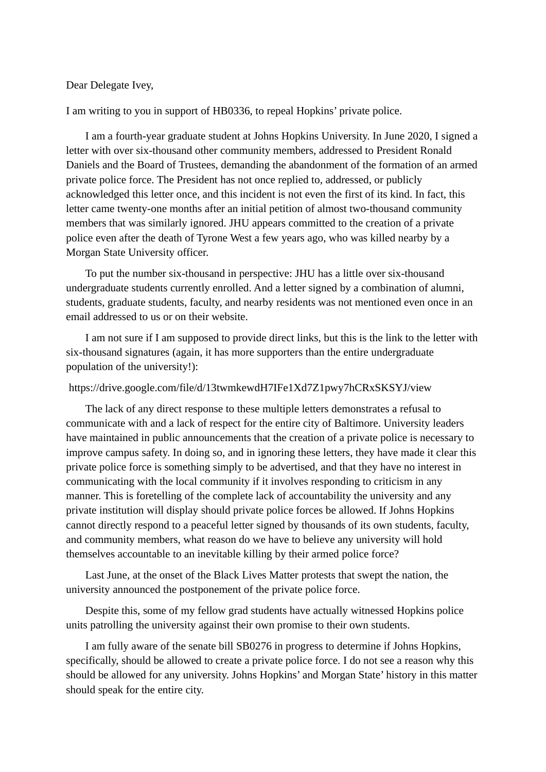Dear Delegate Ivey,

I am writing to you in support of HB0336, to repeal Hopkins' private police.

I am a fourth-year graduate student at Johns Hopkins University. In June 2020, I signed a letter with over six-thousand other community members, addressed to President Ronald Daniels and the Board of Trustees, demanding the abandonment of the formation of an armed private police force. The President has not once replied to, addressed, or publicly acknowledged this letter once, and this incident is not even the first of its kind. In fact, this letter came twenty-one months after an initial petition of almost two-thousand community members that was similarly ignored. JHU appears committed to the creation of a private police even after the death of Tyrone West a few years ago, who was killed nearby by a Morgan State University officer.

To put the number six-thousand in perspective: JHU has a little over six-thousand undergraduate students currently enrolled. And a letter signed by a combination of alumni, students, graduate students, faculty, and nearby residents was not mentioned even once in an email addressed to us or on their website.

I am not sure if I am supposed to provide direct links, but this is the link to the letter with six-thousand signatures (again, it has more supporters than the entire undergraduate population of the university!):

https://drive.google.com/file/d/13twmkewdH7IFe1Xd7Z1pwy7hCRxSKSYJ/view

The lack of any direct response to these multiple letters demonstrates a refusal to communicate with and a lack of respect for the entire city of Baltimore. University leaders have maintained in public announcements that the creation of a private police is necessary to improve campus safety. In doing so, and in ignoring these letters, they have made it clear this private police force is something simply to be advertised, and that they have no interest in communicating with the local community if it involves responding to criticism in any manner. This is foretelling of the complete lack of accountability the university and any private institution will display should private police forces be allowed. If Johns Hopkins cannot directly respond to a peaceful letter signed by thousands of its own students, faculty, and community members, what reason do we have to believe any university will hold themselves accountable to an inevitable killing by their armed police force?

Last June, at the onset of the Black Lives Matter protests that swept the nation, the university announced the postponement of the private police force.

Despite this, some of my fellow grad students have actually witnessed Hopkins police units patrolling the university against their own promise to their own students.

I am fully aware of the senate bill SB0276 in progress to determine if Johns Hopkins, specifically, should be allowed to create a private police force. I do not see a reason why this should be allowed for any university. Johns Hopkins' and Morgan State' history in this matter should speak for the entire city.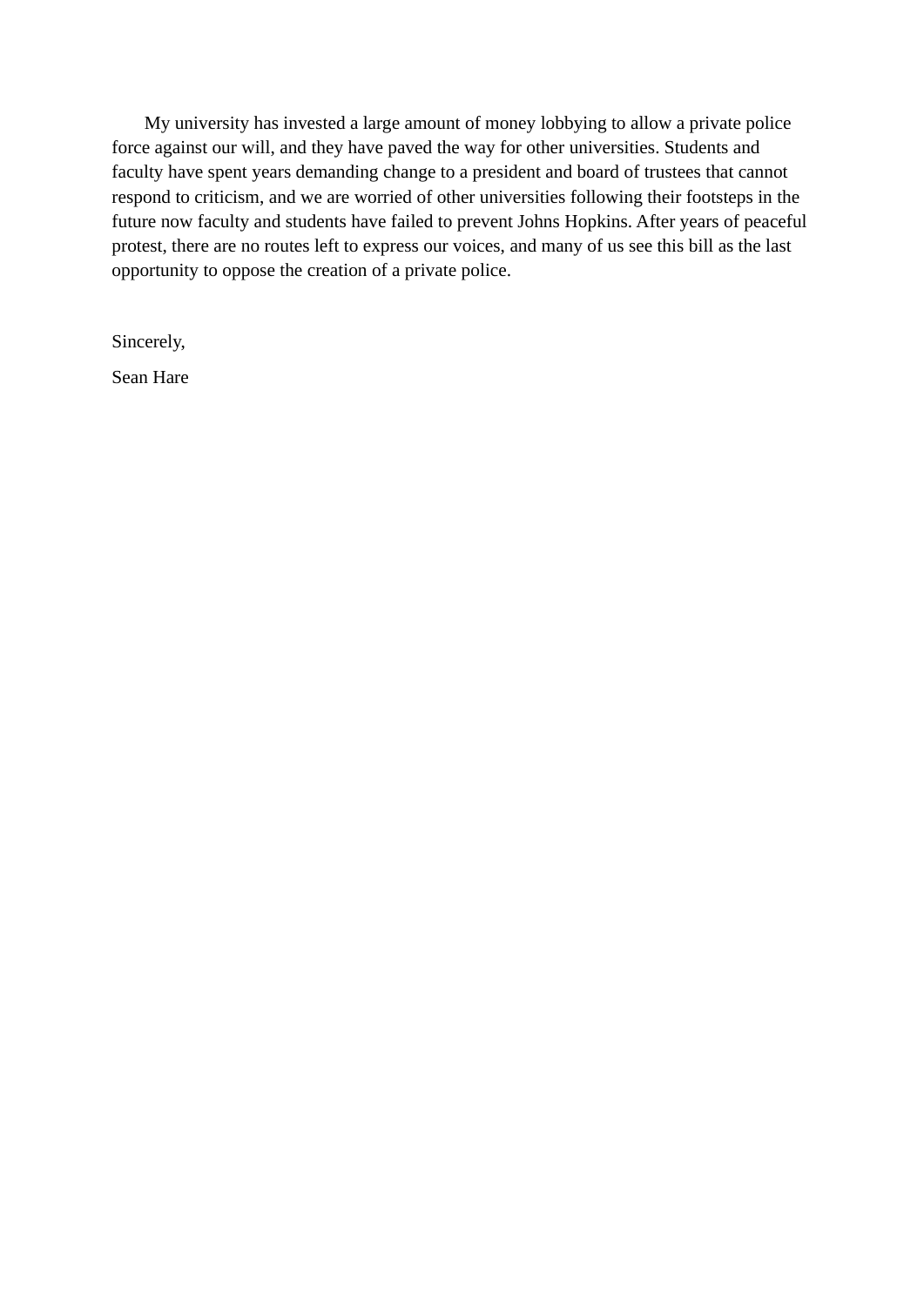My university has invested a large amount of money lobbying to allow a private police force against our will, and they have paved the way for other universities. Students and faculty have spent years demanding change to a president and board of trustees that cannot respond to criticism, and we are worried of other universities following their footsteps in the future now faculty and students have failed to prevent Johns Hopkins. After years of peaceful protest, there are no routes left to express our voices, and many of us see this bill as the last opportunity to oppose the creation of a private police.

Sincerely,

Sean Hare